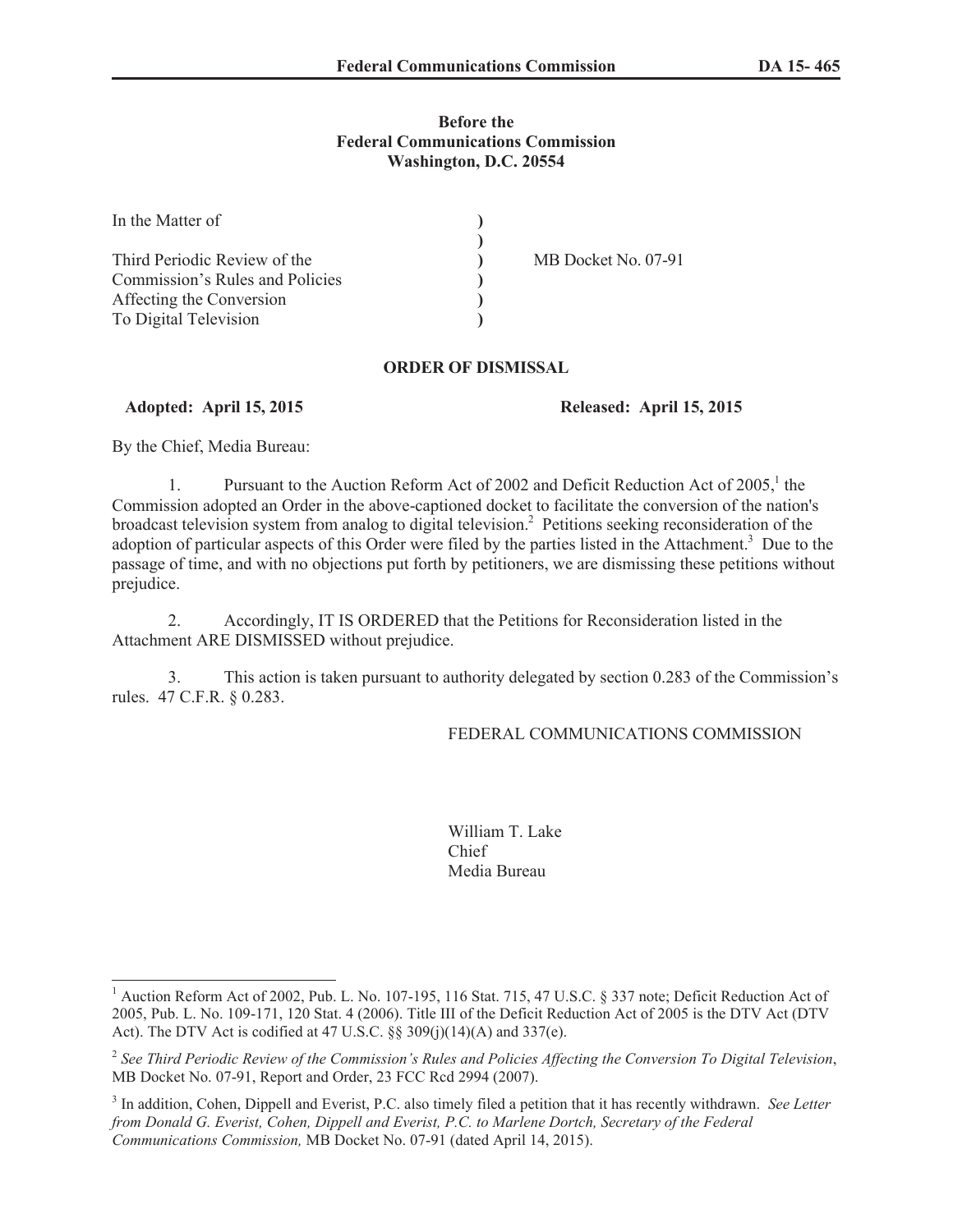**Before the**
**Federal Communications Commission**
**Washington, D.C. 20554**

| | | |
|---|---|---|
| In the Matter of | ) | |
| | ) | |
| Third Periodic Review of the | ) | MB Docket No. 07-91 |
| Commission's Rules and Policies | ) | |
| Affecting the Conversion | ) | |
| To Digital Television | ) | |

**ORDER OF DISMISSAL**

**Adopted: April 15, 2015** **Released: April 15, 2015**

By the Chief, Media Bureau:

1. Pursuant to the Auction Reform Act of 2002 and Deficit Reduction Act of 2005,[1] the Commission adopted an Order in the above-captioned docket to facilitate the conversion of the nation's broadcast television system from analog to digital television.[2] Petitions seeking reconsideration of the adoption of particular aspects of this Order were filed by the parties listed in the Attachment.[3] Due to the passage of time, and with no objections put forth by petitioners, we are dismissing these petitions without prejudice.

2. Accordingly, IT IS ORDERED that the Petitions for Reconsideration listed in the Attachment ARE DISMISSED without prejudice.

3. This action is taken pursuant to authority delegated by section 0.283 of the Commission's rules. 47 C.F.R. § 0.283.

FEDERAL COMMUNICATIONS COMMISSION

William T. Lake
Chief
Media Bureau

---

[1] Auction Reform Act of 2002, Pub. L. No. 107-195, 116 Stat. 715, 47 U.S.C. § 337 note; Deficit Reduction Act of 2005, Pub. L. No. 109-171, 120 Stat. 4 (2006). Title III of the Deficit Reduction Act of 2005 is the DTV Act (DTV Act). The DTV Act is codified at 47 U.S.C. §§ 309(j)(14)(A) and 337(e).

[2] *See Third Periodic Review of the Commission's Rules and Policies Affecting the Conversion To Digital Television*, MB Docket No. 07-91, Report and Order, 23 FCC Rcd 2994 (2007).

[3] In addition, Cohen, Dippell and Everist, P.C. also timely filed a petition that it has recently withdrawn. *See Letter from Donald G. Everist, Cohen, Dippell and Everist, P.C. to Marlene Dortch, Secretary of the Federal Communications Commission,* MB Docket No. 07-91 (dated April 14, 2015).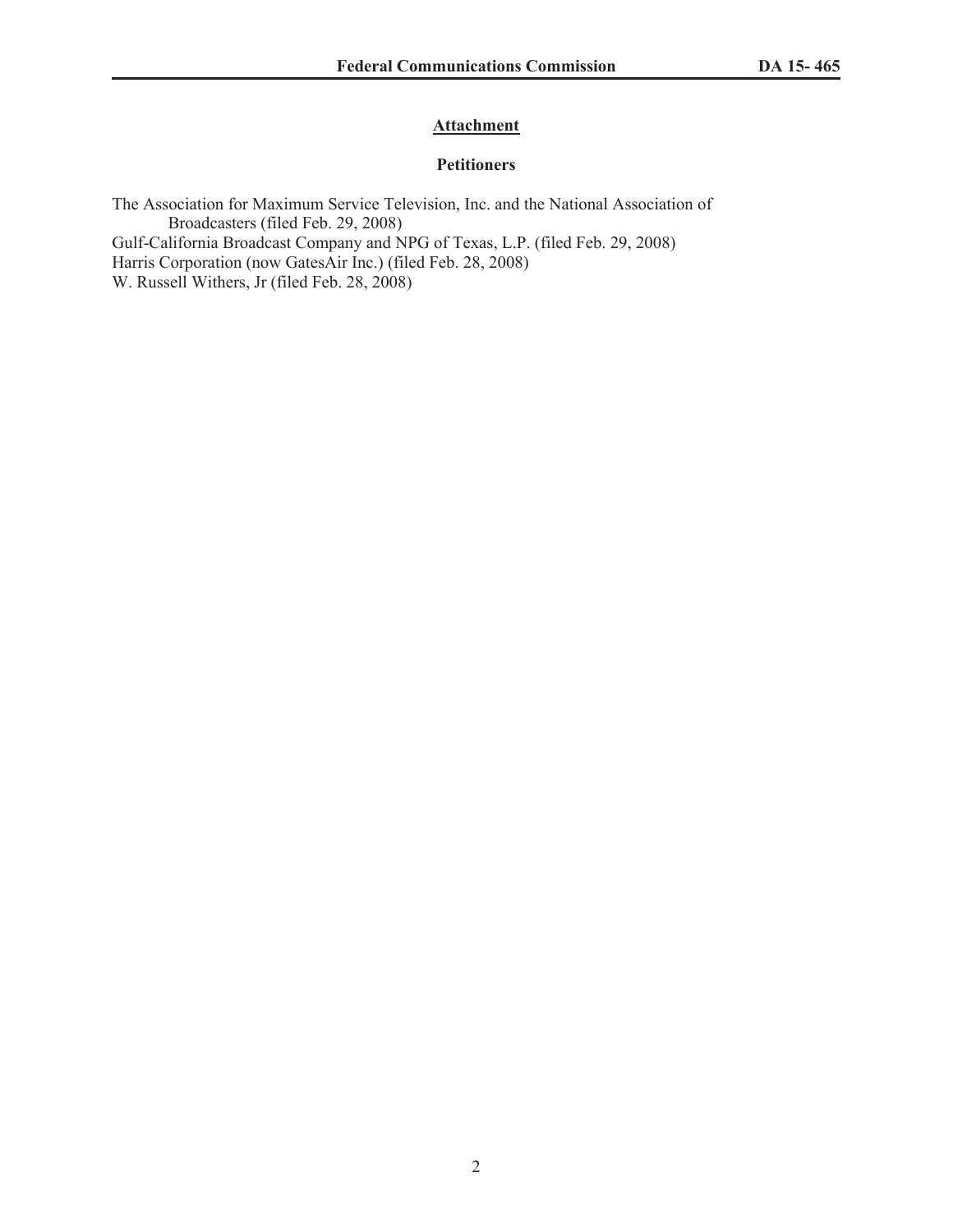## Attachment

### Petitioners

The Association for Maximum Service Television, Inc. and the National Association of Broadcasters (filed Feb. 29, 2008)

Gulf-California Broadcast Company and NPG of Texas, L.P. (filed Feb. 29, 2008)

Harris Corporation (now GatesAir Inc.) (filed Feb. 28, 2008)

W. Russell Withers, Jr (filed Feb. 28, 2008)